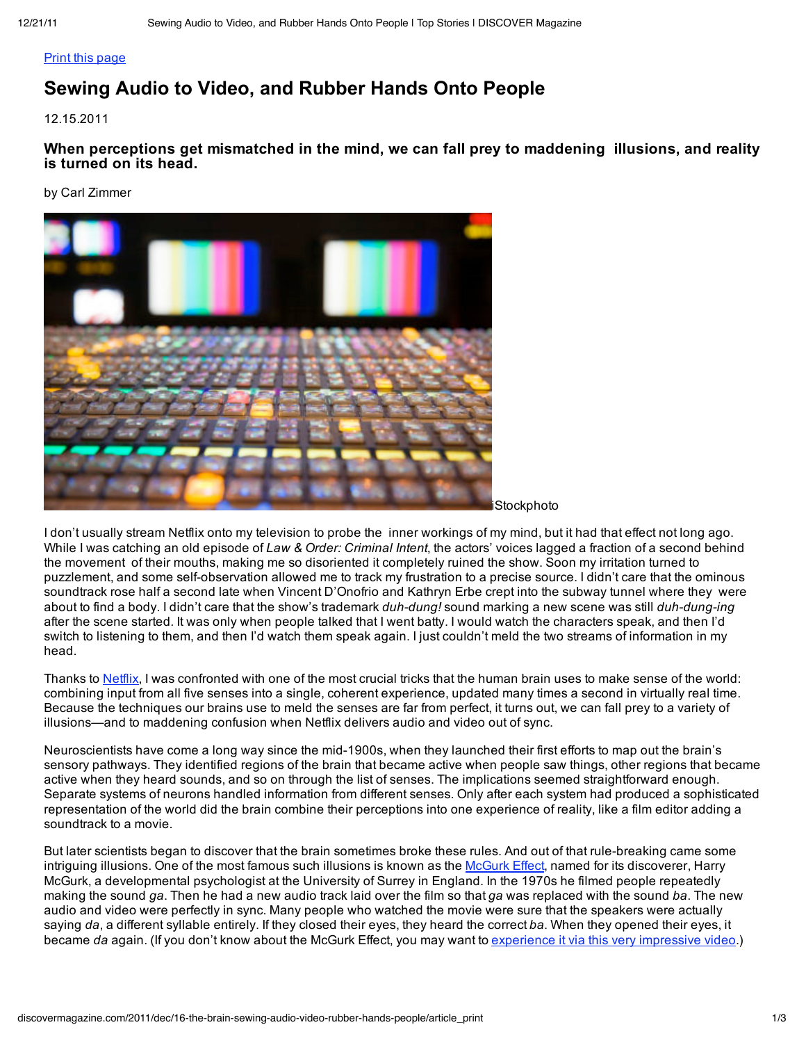[Print this page](#)

# Sewing Audio to Video, and Rubber Hands Onto People

12.15.2011

**When perceptions get mismatched in the mind, we can fall prey to maddening illusions, and reality is turned on its head.**

by Carl Zimmer

iStockphoto

I don't usually stream Netflix onto my television to probe the inner workings of my mind, but it had that effect not long ago. While I was catching an old episode of *Law & Order: Criminal Intent*, the actors' voices lagged a fraction of a second behind the movement of their mouths, making me so disoriented it completely ruined the show. Soon my irritation turned to puzzlement, and some self-observation allowed me to track my frustration to a precise source. I didn't care that the ominous soundtrack rose half a second late when Vincent D'Onofrio and Kathryn Erbe crept into the subway tunnel where they were about to find a body. I didn't care that the show's trademark *duh-dung!* sound marking a new scene was still *duh-dung-ing* after the scene started. It was only when people talked that I went batty. I would watch the characters speak, and then I'd switch to listening to them, and then I'd watch them speak again. I just couldn't meld the two streams of information in my head.

Thanks to [Netflix](#), I was confronted with one of the most crucial tricks that the human brain uses to make sense of the world: combining input from all five senses into a single, coherent experience, updated many times a second in virtually real time. Because the techniques our brains use to meld the senses are far from perfect, it turns out, we can fall prey to a variety of illusions—and to maddening confusion when Netflix delivers audio and video out of sync.

Neuroscientists have come a long way since the mid-1900s, when they launched their first efforts to map out the brain's sensory pathways. They identified regions of the brain that became active when people saw things, other regions that became active when they heard sounds, and so on through the list of senses. The implications seemed straightforward enough. Separate systems of neurons handled information from different senses. Only after each system had produced a sophisticated representation of the world did the brain combine their perceptions into one experience of reality, like a film editor adding a soundtrack to a movie.

But later scientists began to discover that the brain sometimes broke these rules. And out of that rule-breaking came some intriguing illusions. One of the most famous such illusions is known as the [McGurk Effect](#), named for its discoverer, Harry McGurk, a developmental psychologist at the University of Surrey in England. In the 1970s he filmed people repeatedly making the sound *ga*. Then he had a new audio track laid over the film so that *ga* was replaced with the sound *ba*. The new audio and video were perfectly in sync. Many people who watched the movie were sure that the speakers were actually saying *da*, a different syllable entirely. If they closed their eyes, they heard the correct *ba*. When they opened their eyes, it became *da* again. (If you don't know about the McGurk Effect, you may want to [experience it via this very impressive video](#).)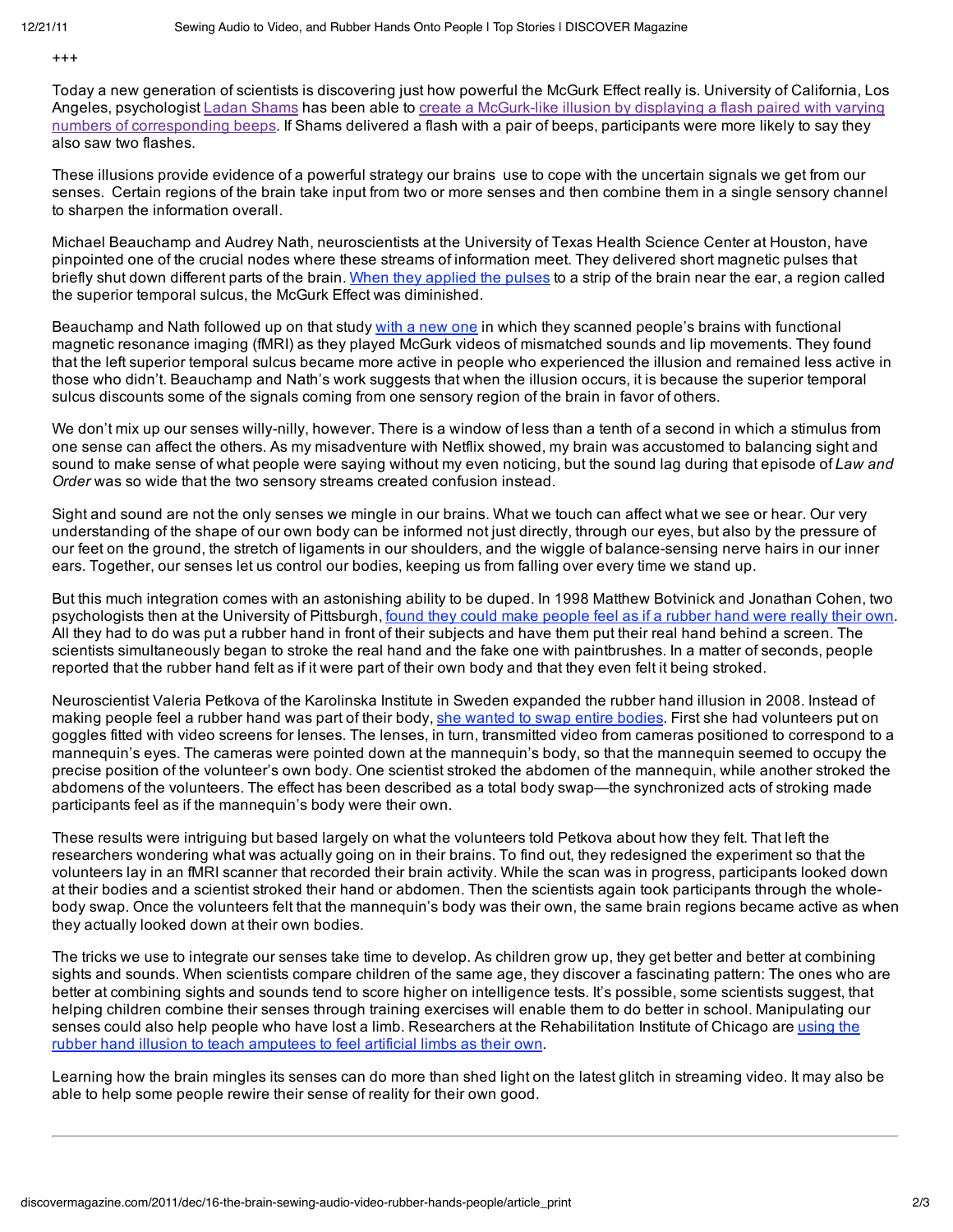+++

Today a new generation of scientists is discovering just how powerful the McGurk Effect really is. University of California, Los Angeles, psychologist Ladan Shams has been able to create a McGurk-like illusion by displaying a flash paired with varying numbers of corresponding beeps. If Shams delivered a flash with a pair of beeps, participants were more likely to say they also saw two flashes.

These illusions provide evidence of a powerful strategy our brains use to cope with the uncertain signals we get from our senses. Certain regions of the brain take input from two or more senses and then combine them in a single sensory channel to sharpen the information overall.

Michael Beauchamp and Audrey Nath, neuroscientists at the University of Texas Health Science Center at Houston, have pinpointed one of the crucial nodes where these streams of information meet. They delivered short magnetic pulses that briefly shut down different parts of the brain. When they applied the pulses to a strip of the brain near the ear, a region called the superior temporal sulcus, the McGurk Effect was diminished.

Beauchamp and Nath followed up on that study with a new one in which they scanned people's brains with functional magnetic resonance imaging (fMRI) as they played McGurk videos of mismatched sounds and lip movements. They found that the left superior temporal sulcus became more active in people who experienced the illusion and remained less active in those who didn't. Beauchamp and Nath's work suggests that when the illusion occurs, it is because the superior temporal sulcus discounts some of the signals coming from one sensory region of the brain in favor of others.

We don't mix up our senses willy-nilly, however. There is a window of less than a tenth of a second in which a stimulus from one sense can affect the others. As my misadventure with Netflix showed, my brain was accustomed to balancing sight and sound to make sense of what people were saying without my even noticing, but the sound lag during that episode of *Law and Order* was so wide that the two sensory streams created confusion instead.

Sight and sound are not the only senses we mingle in our brains. What we touch can affect what we see or hear. Our very understanding of the shape of our own body can be informed not just directly, through our eyes, but also by the pressure of our feet on the ground, the stretch of ligaments in our shoulders, and the wiggle of balance-sensing nerve hairs in our inner ears. Together, our senses let us control our bodies, keeping us from falling over every time we stand up.

But this much integration comes with an astonishing ability to be duped. In 1998 Matthew Botvinick and Jonathan Cohen, two psychologists then at the University of Pittsburgh, found they could make people feel as if a rubber hand were really their own. All they had to do was put a rubber hand in front of their subjects and have them put their real hand behind a screen. The scientists simultaneously began to stroke the real hand and the fake one with paintbrushes. In a matter of seconds, people reported that the rubber hand felt as if it were part of their own body and that they even felt it being stroked.

Neuroscientist Valeria Petkova of the Karolinska Institute in Sweden expanded the rubber hand illusion in 2008. Instead of making people feel a rubber hand was part of their body, she wanted to swap entire bodies. First she had volunteers put on goggles fitted with video screens for lenses. The lenses, in turn, transmitted video from cameras positioned to correspond to a mannequin's eyes. The cameras were pointed down at the mannequin's body, so that the mannequin seemed to occupy the precise position of the volunteer's own body. One scientist stroked the abdomen of the mannequin, while another stroked the abdomens of the volunteers. The effect has been described as a total body swap—the synchronized acts of stroking made participants feel as if the mannequin's body were their own.

These results were intriguing but based largely on what the volunteers told Petkova about how they felt. That left the researchers wondering what was actually going on in their brains. To find out, they redesigned the experiment so that the volunteers lay in an fMRI scanner that recorded their brain activity. While the scan was in progress, participants looked down at their bodies and a scientist stroked their hand or abdomen. Then the scientists again took participants through the whole-body swap. Once the volunteers felt that the mannequin's body was their own, the same brain regions became active as when they actually looked down at their own bodies.

The tricks we use to integrate our senses take time to develop. As children grow up, they get better and better at combining sights and sounds. When scientists compare children of the same age, they discover a fascinating pattern: The ones who are better at combining sights and sounds tend to score higher on intelligence tests. It's possible, some scientists suggest, that helping children combine their senses through training exercises will enable them to do better in school. Manipulating our senses could also help people who have lost a limb. Researchers at the Rehabilitation Institute of Chicago are using the rubber hand illusion to teach amputees to feel artificial limbs as their own.

Learning how the brain mingles its senses can do more than shed light on the latest glitch in streaming video. It may also be able to help some people rewire their sense of reality for their own good.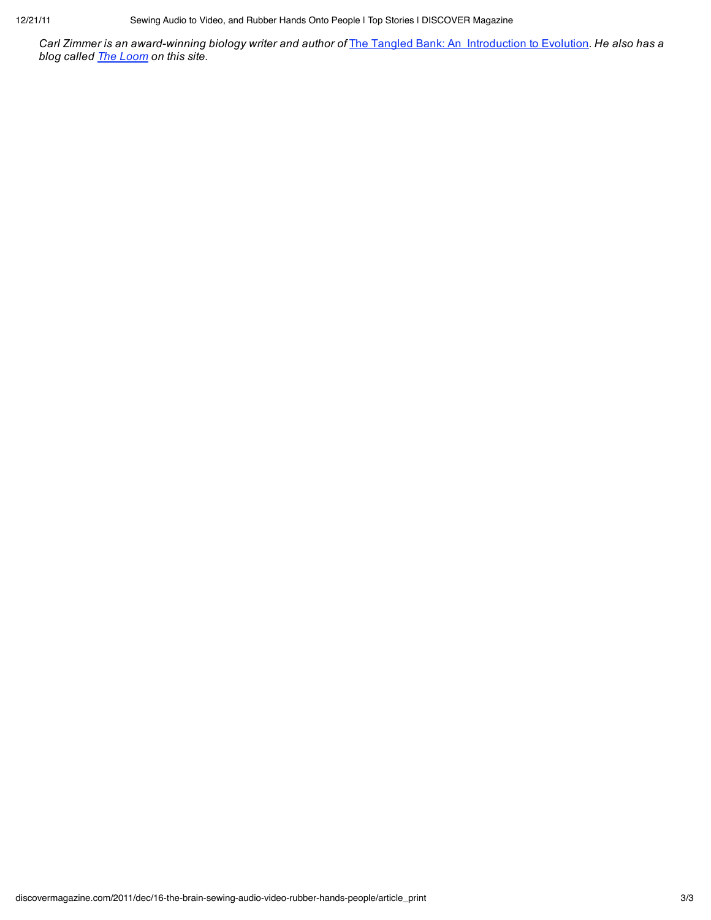*Carl Zimmer is an award-winning biology writer and author of* [The Tangled Bank: An Introduction to Evolution](). *He also has a blog called* [*The Loom*]() *on this site.*